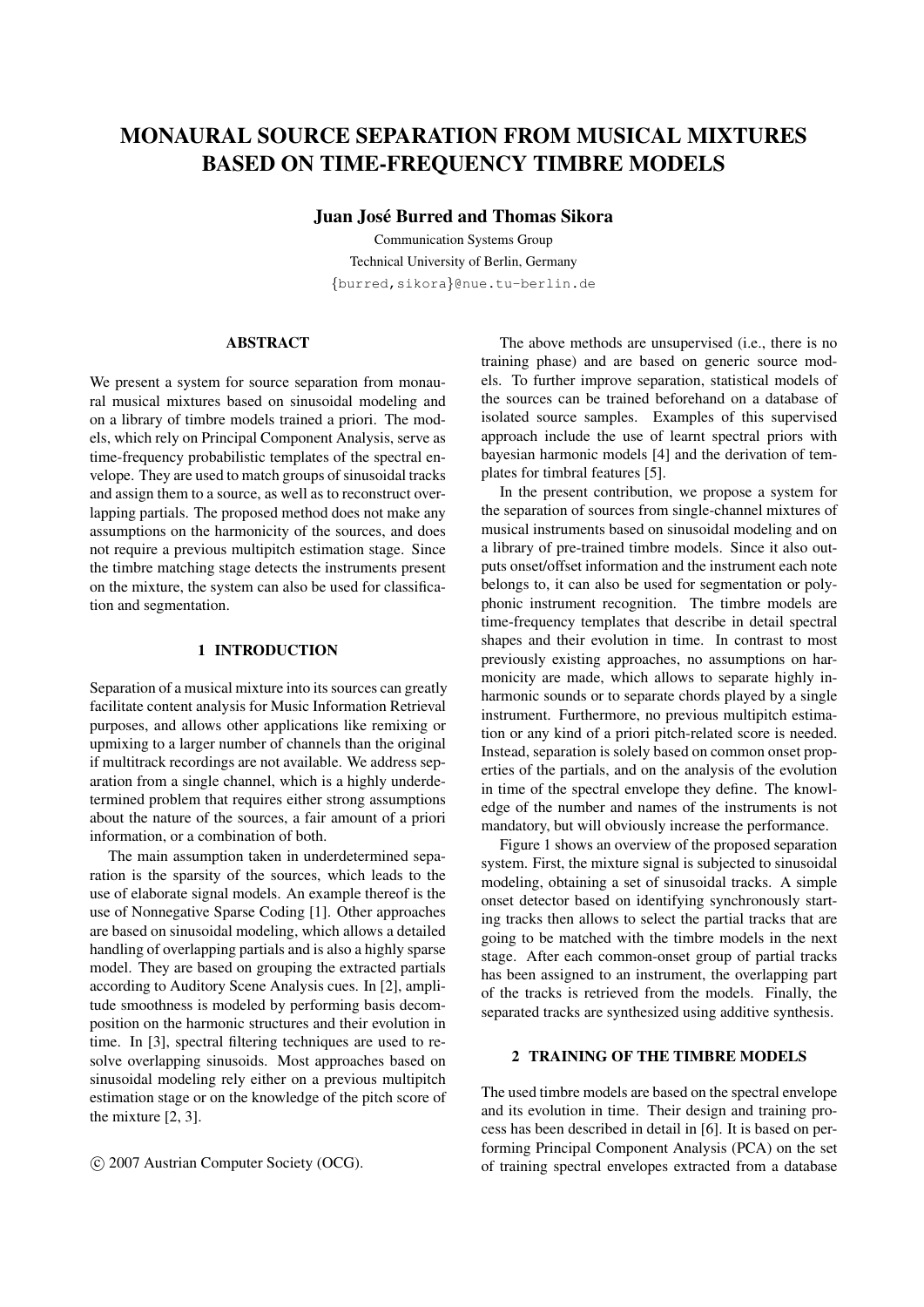# MONAURAL SOURCE SEPARATION FROM MUSICAL MIXTURES BASED ON TIME-FREQUENCY TIMBRE MODELS

**Juan José Burred and Thomas Sikora**

Communication Systems Group
Technical University of Berlin, Germany
{burred,sikora}@nue.tu-berlin.de

## ABSTRACT

We present a system for source separation from monaural musical mixtures based on sinusoidal modeling and on a library of timbre models trained a priori. The models, which rely on Principal Component Analysis, serve as time-frequency probabilistic templates of the spectral envelope. They are used to match groups of sinusoidal tracks and assign them to a source, as well as to reconstruct overlapping partials. The proposed method does not make any assumptions on the harmonicity of the sources, and does not require a previous multipitch estimation stage. Since the timbre matching stage detects the instruments present on the mixture, the system can also be used for classification and segmentation.

## 1 INTRODUCTION

Separation of a musical mixture into its sources can greatly facilitate content analysis for Music Information Retrieval purposes, and allows other applications like remixing or upmixing to a larger number of channels than the original if multitrack recordings are not available. We address separation from a single channel, which is a highly underdetermined problem that requires either strong assumptions about the nature of the sources, a fair amount of a priori information, or a combination of both.

The main assumption taken in underdetermined separation is the sparsity of the sources, which leads to the use of elaborate signal models. An example thereof is the use of Nonnegative Sparse Coding [1]. Other approaches are based on sinusoidal modeling, which allows a detailed handling of overlapping partials and is also a highly sparse model. They are based on grouping the extracted partials according to Auditory Scene Analysis cues. In [2], amplitude smoothness is modeled by performing basis decomposition on the harmonic structures and their evolution in time. In [3], spectral filtering techniques are used to resolve overlapping sinusoids. Most approaches based on sinusoidal modeling rely either on a previous multipitch estimation stage or on the knowledge of the pitch score of the mixture [2, 3].

© 2007 Austrian Computer Society (OCG).

The above methods are unsupervised (i.e., there is no training phase) and are based on generic source models. To further improve separation, statistical models of the sources can be trained beforehand on a database of isolated source samples. Examples of this supervised approach include the use of learnt spectral priors with bayesian harmonic models [4] and the derivation of templates for timbral features [5].

In the present contribution, we propose a system for the separation of sources from single-channel mixtures of musical instruments based on sinusoidal modeling and on a library of pre-trained timbre models. Since it also outputs onset/offset information and the instrument each note belongs to, it can also be used for segmentation or polyphonic instrument recognition. The timbre models are time-frequency templates that describe in detail spectral shapes and their evolution in time. In contrast to most previously existing approaches, no assumptions on harmonicity are made, which allows to separate highly inharmonic sounds or to separate chords played by a single instrument. Furthermore, no previous multipitch estimation or any kind of a priori pitch-related score is needed. Instead, separation is solely based on common onset properties of the partials, and on the analysis of the evolution in time of the spectral envelope they define. The knowledge of the number and names of the instruments is not mandatory, but will obviously increase the performance.

Figure 1 shows an overview of the proposed separation system. First, the mixture signal is subjected to sinusoidal modeling, obtaining a set of sinusoidal tracks. A simple onset detector based on identifying synchronously starting tracks then allows to select the partial tracks that are going to be matched with the timbre models in the next stage. After each common-onset group of partial tracks has been assigned to an instrument, the overlapping part of the tracks is retrieved from the models. Finally, the separated tracks are synthesized using additive synthesis.

## 2 TRAINING OF THE TIMBRE MODELS

The used timbre models are based on the spectral envelope and its evolution in time. Their design and training process has been described in detail in [6]. It is based on performing Principal Component Analysis (PCA) on the set of training spectral envelopes extracted from a database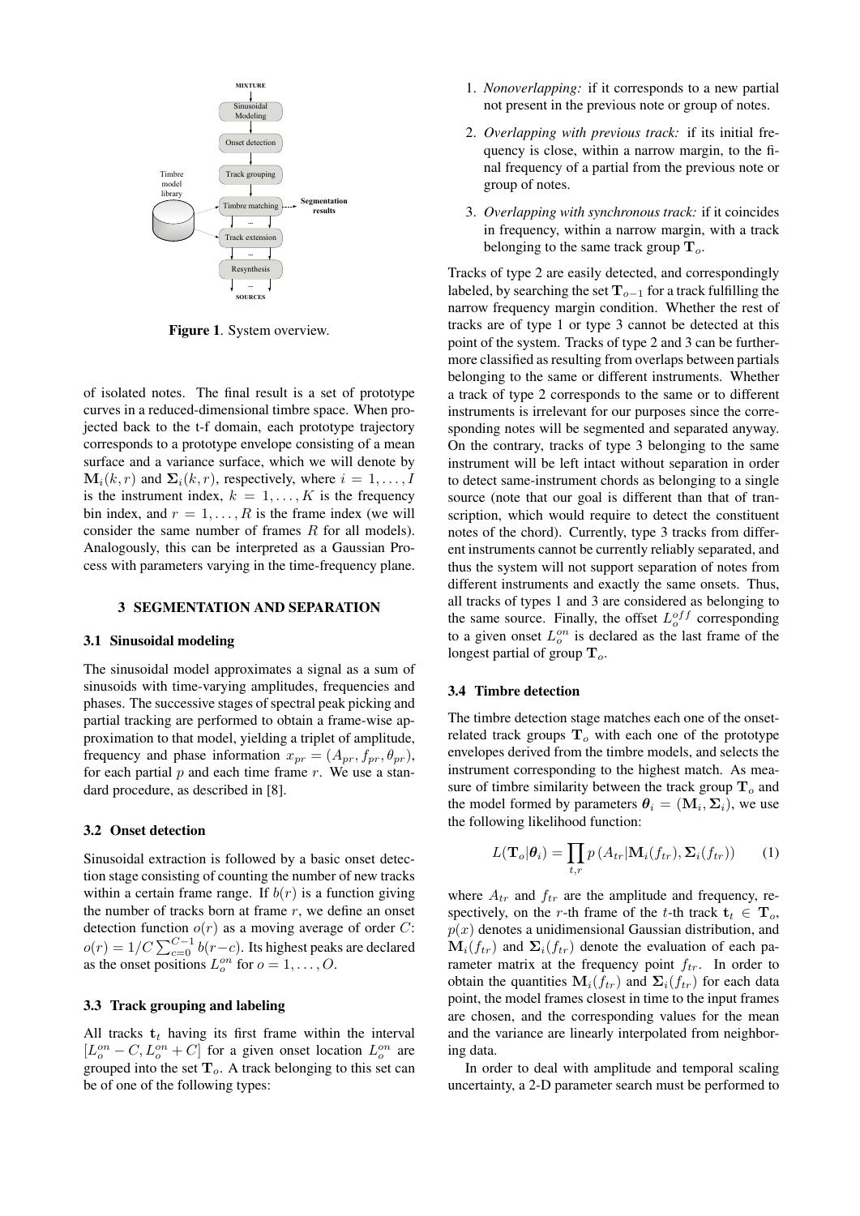MIXTURE

Sinusoidal Modeling

Onset detection

Track grouping

Timbre model library

Timbre matching

Segmentation results

Track extension

Resynthesis

SOURCES

**Figure 1**. System overview.

of isolated notes. The final result is a set of prototype curves in a reduced-dimensional timbre space. When projected back to the t-f domain, each prototype trajectory corresponds to a prototype envelope consisting of a mean surface and a variance surface, which we will denote by $\mathbf{M}_i(k,r)$ and $\mathbf{\Sigma}_i(k,r)$, respectively, where $i = 1,\ldots,I$ is the instrument index, $k = 1,\ldots,K$ is the frequency bin index, and $r = 1,\ldots,R$ is the frame index (we will consider the same number of frames $R$ for all models). Analogously, this can be interpreted as a Gaussian Process with parameters varying in the time-frequency plane.

## 3 SEGMENTATION AND SEPARATION

### 3.1 Sinusoidal modeling

The sinusoidal model approximates a signal as a sum of sinusoids with time-varying amplitudes, frequencies and phases. The successive stages of spectral peak picking and partial tracking are performed to obtain a frame-wise approximation to that model, yielding a triplet of amplitude, frequency and phase information $x_{pr} = (A_{pr}, f_{pr}, \theta_{pr})$, for each partial $p$ and each time frame $r$. We use a standard procedure, as described in [8].

### 3.2 Onset detection

Sinusoidal extraction is followed by a basic onset detection stage consisting of counting the number of new tracks within a certain frame range. If $b(r)$ is a function giving the number of tracks born at frame $r$, we define an onset detection function $o(r)$ as a moving average of order $C$: $o(r) = 1/C\sum_{c=0}^{C-1} b(r-c)$. Its highest peaks are declared as the onset positions $L_o^{on}$ for $o = 1,\ldots,O$.

### 3.3 Track grouping and labeling

All tracks $\mathbf{t}_t$ having its first frame within the interval $[L_o^{on} - C, L_o^{on} + C]$ for a given onset location $L_o^{on}$ are grouped into the set $\mathbf{T}_o$. A track belonging to this set can be of one of the following types:

1. *Nonoverlapping:* if it corresponds to a new partial not present in the previous note or group of notes.
2. *Overlapping with previous track:* if its initial frequency is close, within a narrow margin, to the final frequency of a partial from the previous note or group of notes.
3. *Overlapping with synchronous track:* if it coincides in frequency, within a narrow margin, with a track belonging to the same track group $\mathbf{T}_o$.

Tracks of type 2 are easily detected, and correspondingly labeled, by searching the set $\mathbf{T}_{o-1}$ for a track fulfilling the narrow frequency margin condition. Whether the rest of tracks are of type 1 or type 3 cannot be detected at this point of the system. Tracks of type 2 and 3 can be furthermore classified as resulting from overlaps between partials belonging to the same or different instruments. Whether a track of type 2 corresponds to the same or to different instruments is irrelevant for our purposes since the corresponding notes will be segmented and separated anyway. On the contrary, tracks of type 3 belonging to the same instrument will be left intact without separation in order to detect same-instrument chords as belonging to a single source (note that our goal is different than that of transcription, which would require to detect the constituent notes of the chord). Currently, type 3 tracks from different instruments cannot be currently reliably separated, and thus the system will not support separation of notes from different instruments and exactly the same onsets. Thus, all tracks of types 1 and 3 are considered as belonging to the same source. Finally, the offset $L_o^{off}$ corresponding to a given onset $L_o^{on}$ is declared as the last frame of the longest partial of group $\mathbf{T}_o$.

### 3.4 Timbre detection

The timbre detection stage matches each one of the onset-related track groups $\mathbf{T}_o$ with each one of the prototype envelopes derived from the timbre models, and selects the instrument corresponding to the highest match. As measure of timbre similarity between the track group $\mathbf{T}_o$ and the model formed by parameters $\boldsymbol{\theta}_i = (\mathbf{M}_i, \mathbf{\Sigma}_i)$, we use the following likelihood function:

$$L(\mathbf{T}_o|\boldsymbol{\theta}_i) = \prod_{t,r} p\left(A_{tr}|\mathbf{M}_i(f_{tr}), \mathbf{\Sigma}_i(f_{tr})\right) \qquad (1)$$

where $A_{tr}$ and $f_{tr}$ are the amplitude and frequency, respectively, on the $r$-th frame of the $t$-th track $\mathbf{t}_t \in \mathbf{T}_o$, $p(x)$ denotes a unidimensional Gaussian distribution, and $\mathbf{M}_i(f_{tr})$ and $\mathbf{\Sigma}_i(f_{tr})$ denote the evaluation of each parameter matrix at the frequency point $f_{tr}$. In order to obtain the quantities $\mathbf{M}_i(f_{tr})$ and $\mathbf{\Sigma}_i(f_{tr})$ for each data point, the model frames closest in time to the input frames are chosen, and the corresponding values for the mean and the variance are linearly interpolated from neighboring data.

In order to deal with amplitude and temporal scaling uncertainty, a 2-D parameter search must be performed to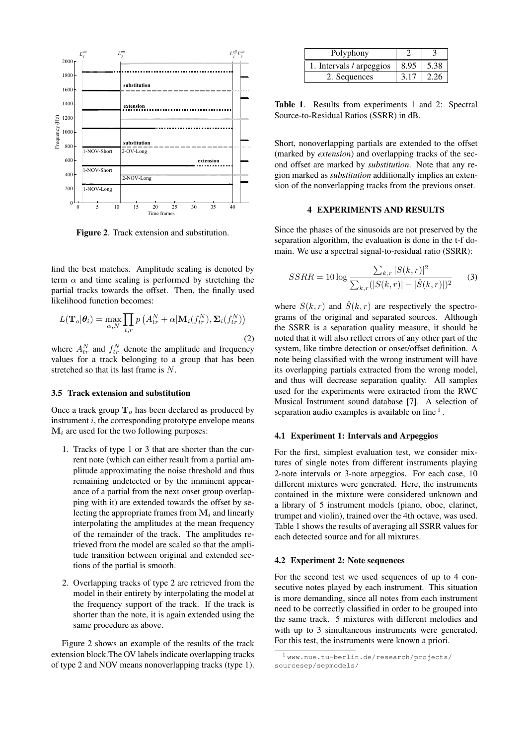Figure 2. Track extension and substitution.

find the best matches. Amplitude scaling is denoted by term $\alpha$ and time scaling is performed by stretching the partial tracks towards the offset. Then, the finally used likelihood function becomes:

$$L(\mathbf{T}_o|\boldsymbol{\theta}_i) = \max_{\alpha,N} \prod_{t,r} p\left(A_{tr}^N + \alpha|\mathbf{M}_i(f_{tr}^N), \boldsymbol{\Sigma}_i(f_{tr}^N)\right) \tag{2}$$

where $A_{tr}^N$ and $f_{tr}^N$ denote the amplitude and frequency values for a track belonging to a group that has been stretched so that its last frame is $N$.

### 3.5 Track extension and substitution

Once a track group $\mathbf{T}_o$ has been declared as produced by instrument $i$, the corresponding prototype envelope means $\mathbf{M}_i$ are used for the two following purposes:

1. Tracks of type 1 or 3 that are shorter than the current note (which can either result from a partial amplitude approximating the noise threshold and thus remaining undetected or by the imminent appearance of a partial from the next onset group overlapping with it) are extended towards the offset by selecting the appropriate frames from $\mathbf{M}_i$ and linearly interpolating the amplitudes at the mean frequency of the remainder of the track. The amplitudes retrieved from the model are scaled so that the amplitude transition between original and extended sections of the partial is smooth.
2. Overlapping tracks of type 2 are retrieved from the model in their entirety by interpolating the model at the frequency support of the track. If the track is shorter than the note, it is again extended using the same procedure as above.

Figure 2 shows an example of the results of the track extension block.The OV labels indicate overlapping tracks of type 2 and NOV means nonoverlapping tracks (type 1).

| Polyphony | 2 | 3 |
|---|---|---|
| 1. Intervals / arpeggios | 8.95 | 5.38 |
| 2. Sequences | 3.17 | 2.26 |

**Table 1**. Results from experiments 1 and 2: Spectral Source-to-Residual Ratios (SSRR) in dB.

Short, nonoverlapping partials are extended to the offset (marked by *extension*) and overlapping tracks of the second offset are marked by *substitution*. Note that any region marked as *substitution* additionally implies an extension of the nonoverlapping tracks from the previous onset.

## 4 EXPERIMENTS AND RESULTS

Since the phases of the sinusoids are not preserved by the separation algorithm, the evaluation is done in the t-f domain. We use a spectral signal-to-residual ratio (SSRR):

$$SSRR = 10 \log \frac{\sum_{k,r} |S(k,r)|^2}{\sum_{k,r}(|S(k,r)| - |\hat{S}(k,r)|)^2} \tag{3}$$

where $S(k,r)$ and $\hat{S}(k,r)$ are respectively the spectrograms of the original and separated sources. Although the SSRR is a separation quality measure, it should be noted that it will also reflect errors of any other part of the system, like timbre detection or onset/offset definition. A note being classified with the wrong instrument will have its overlapping partials extracted from the wrong model, and thus will decrease separation quality. All samples used for the experiments were extracted from the RWC Musical Instrument sound database [7]. A selection of separation audio examples is available on line [1].

### 4.1 Experiment 1: Intervals and Arpeggios

For the first, simplest evaluation test, we consider mixtures of single notes from different instruments playing 2-note intervals or 3-note arpeggios. For each case, 10 different mixtures were generated. Here, the instruments contained in the mixture were considered unknown and a library of 5 instrument models (piano, oboe, clarinet, trumpet and violin), trained over the 4th octave, was used. Table 1 shows the results of averaging all SSRR values for each detected source and for all mixtures.

### 4.2 Experiment 2: Note sequences

For the second test we used sequences of up to 4 consecutive notes played by each instrument. This situation is more demanding, since all notes from each instrument need to be correctly classified in order to be grouped into the same track. 5 mixtures with different melodies and with up to 3 simultaneous instruments were generated. For this test, the instruments were known a priori.

[1] www.nue.tu-berlin.de/research/projects/sourcesep/sepmodels/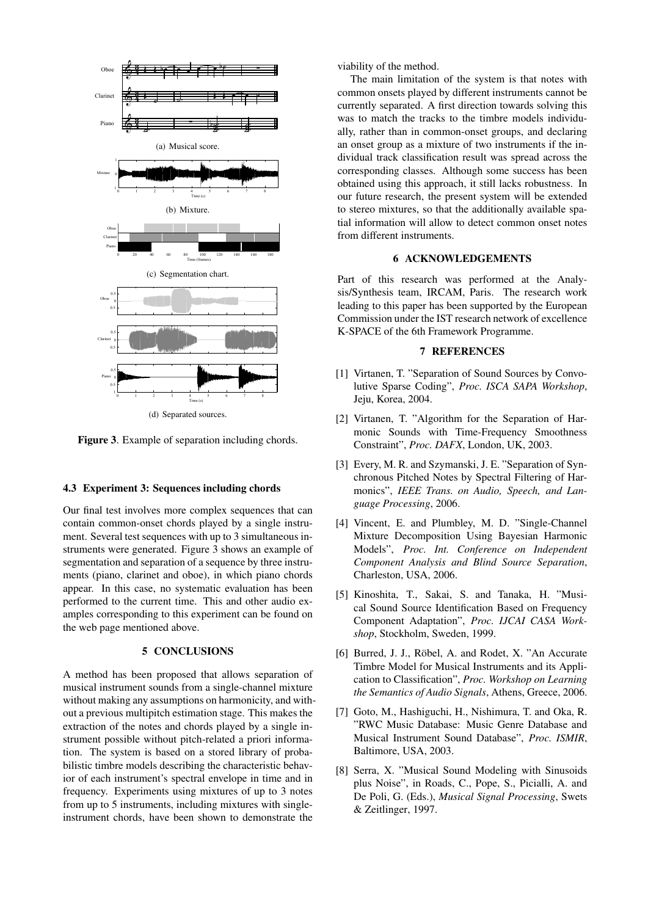Oboe

Clarinet

Piano

(a) Musical score.

Mixture

Time (s)

(b) Mixture.

Oboe
Clarinet
Piano

Time (frames)

(c) Segmentation chart.

Oboe

Clarinet

Piano

Time (s)

(d) Separated sources.

**Figure 3**. Example of separation including chords.

### 4.3 Experiment 3: Sequences including chords

Our final test involves more complex sequences that can contain common-onset chords played by a single instrument. Several test sequences with up to 3 simultaneous instruments were generated. Figure 3 shows an example of segmentation and separation of a sequence by three instruments (piano, clarinet and oboe), in which piano chords appear. In this case, no systematic evaluation has been performed to the current time. This and other audio examples corresponding to this experiment can be found on the web page mentioned above.

## 5 CONCLUSIONS

A method has been proposed that allows separation of musical instrument sounds from a single-channel mixture without making any assumptions on harmonicity, and without a previous multipitch estimation stage. This makes the extraction of the notes and chords played by a single instrument possible without pitch-related a priori information. The system is based on a stored library of probabilistic timbre models describing the characteristic behavior of each instrument's spectral envelope in time and in frequency. Experiments using mixtures of up to 3 notes from up to 5 instruments, including mixtures with single-instrument chords, have been shown to demonstrate the viability of the method.

The main limitation of the system is that notes with common onsets played by different instruments cannot be currently separated. A first direction towards solving this was to match the tracks to the timbre models individually, rather than in common-onset groups, and declaring an onset group as a mixture of two instruments if the individual track classification result was spread across the corresponding classes. Although some success has been obtained using this approach, it still lacks robustness. In our future research, the present system will be extended to stereo mixtures, so that the additionally available spatial information will allow to detect common onset notes from different instruments.

## 6 ACKNOWLEDGEMENTS

Part of this research was performed at the Analysis/Synthesis team, IRCAM, Paris. The research work leading to this paper has been supported by the European Commission under the IST research network of excellence K-SPACE of the 6th Framework Programme.

## 7 REFERENCES

[1] Virtanen, T. "Separation of Sound Sources by Convolutive Sparse Coding", *Proc. ISCA SAPA Workshop*, Jeju, Korea, 2004.

[2] Virtanen, T. "Algorithm for the Separation of Harmonic Sounds with Time-Frequency Smoothness Constraint", *Proc. DAFX*, London, UK, 2003.

[3] Every, M. R. and Szymanski, J. E. "Separation of Synchronous Pitched Notes by Spectral Filtering of Harmonics", *IEEE Trans. on Audio, Speech, and Language Processing*, 2006.

[4] Vincent, E. and Plumbley, M. D. "Single-Channel Mixture Decomposition Using Bayesian Harmonic Models", *Proc. Int. Conference on Independent Component Analysis and Blind Source Separation*, Charleston, USA, 2006.

[5] Kinoshita, T., Sakai, S. and Tanaka, H. "Musical Sound Source Identification Based on Frequency Component Adaptation", *Proc. IJCAI CASA Workshop*, Stockholm, Sweden, 1999.

[6] Burred, J. J., Röbel, A. and Rodet, X. "An Accurate Timbre Model for Musical Instruments and its Application to Classification", *Proc. Workshop on Learning the Semantics of Audio Signals*, Athens, Greece, 2006.

[7] Goto, M., Hashiguchi, H., Nishimura, T. and Oka, R. "RWC Music Database: Music Genre Database and Musical Instrument Sound Database", *Proc. ISMIR*, Baltimore, USA, 2003.

[8] Serra, X. "Musical Sound Modeling with Sinusoids plus Noise", in Roads, C., Pope, S., Picialli, A. and De Poli, G. (Eds.), *Musical Signal Processing*, Swets & Zeitlinger, 1997.